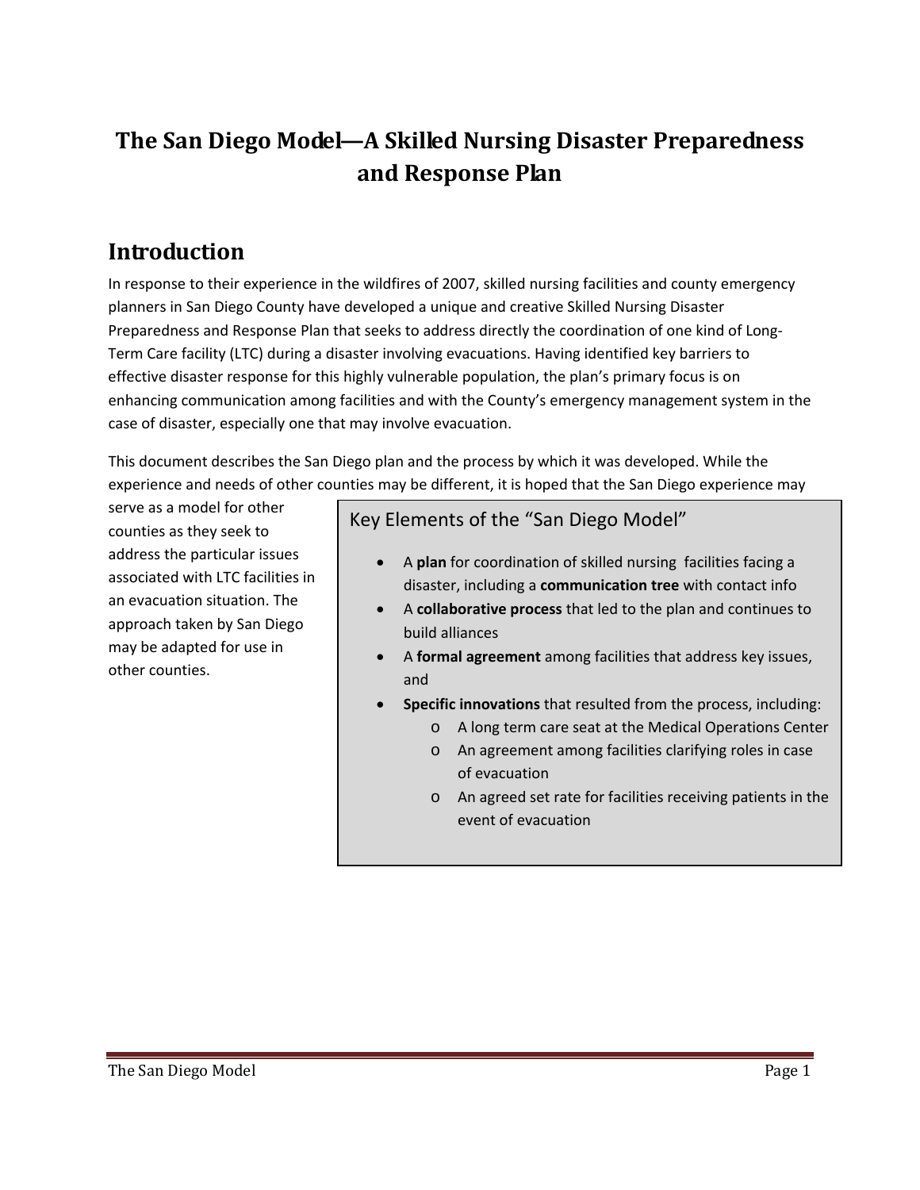# The San Diego Model—A Skilled Nursing Disaster Preparedness and Response Plan

## Introduction

In response to their experience in the wildfires of 2007, skilled nursing facilities and county emergency planners in San Diego County have developed a unique and creative Skilled Nursing Disaster Preparedness and Response Plan that seeks to address directly the coordination of one kind of Long-Term Care facility (LTC) during a disaster involving evacuations. Having identified key barriers to effective disaster response for this highly vulnerable population, the plan's primary focus is on enhancing communication among facilities and with the County's emergency management system in the case of disaster, especially one that may involve evacuation.

This document describes the San Diego plan and the process by which it was developed. While the experience and needs of other counties may be different, it is hoped that the San Diego experience may serve as a model for other counties as they seek to address the particular issues associated with LTC facilities in an evacuation situation. The approach taken by San Diego may be adapted for use in other counties.

> Key Elements of the "San Diego Model"
>
> - A **plan** for coordination of skilled nursing facilities facing a disaster, including a **communication tree** with contact info
> - A **collaborative process** that led to the plan and continues to build alliances
> - A **formal agreement** among facilities that address key issues, and
> - **Specific innovations** that resulted from the process, including:
>     - A long term care seat at the Medical Operations Center
>     - An agreement among facilities clarifying roles in case of evacuation
>     - An agreed set rate for facilities receiving patients in the event of evacuation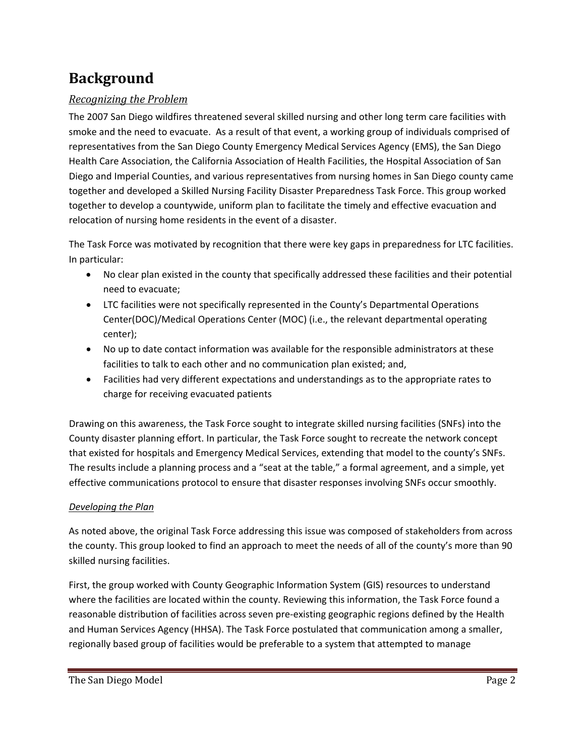# Background

## *Recognizing the Problem*

The 2007 San Diego wildfires threatened several skilled nursing and other long term care facilities with smoke and the need to evacuate. As a result of that event, a working group of individuals comprised of representatives from the San Diego County Emergency Medical Services Agency (EMS), the San Diego Health Care Association, the California Association of Health Facilities, the Hospital Association of San Diego and Imperial Counties, and various representatives from nursing homes in San Diego county came together and developed a Skilled Nursing Facility Disaster Preparedness Task Force. This group worked together to develop a countywide, uniform plan to facilitate the timely and effective evacuation and relocation of nursing home residents in the event of a disaster.

The Task Force was motivated by recognition that there were key gaps in preparedness for LTC facilities. In particular:

- No clear plan existed in the county that specifically addressed these facilities and their potential need to evacuate;
- LTC facilities were not specifically represented in the County's Departmental Operations Center(DOC)/Medical Operations Center (MOC) (i.e., the relevant departmental operating center);
- No up to date contact information was available for the responsible administrators at these facilities to talk to each other and no communication plan existed; and,
- Facilities had very different expectations and understandings as to the appropriate rates to charge for receiving evacuated patients

Drawing on this awareness, the Task Force sought to integrate skilled nursing facilities (SNFs) into the County disaster planning effort. In particular, the Task Force sought to recreate the network concept that existed for hospitals and Emergency Medical Services, extending that model to the county's SNFs. The results include a planning process and a "seat at the table," a formal agreement, and a simple, yet effective communications protocol to ensure that disaster responses involving SNFs occur smoothly.

### *Developing the Plan*

As noted above, the original Task Force addressing this issue was composed of stakeholders from across the county. This group looked to find an approach to meet the needs of all of the county's more than 90 skilled nursing facilities.

First, the group worked with County Geographic Information System (GIS) resources to understand where the facilities are located within the county. Reviewing this information, the Task Force found a reasonable distribution of facilities across seven pre-existing geographic regions defined by the Health and Human Services Agency (HHSA). The Task Force postulated that communication among a smaller, regionally based group of facilities would be preferable to a system that attempted to manage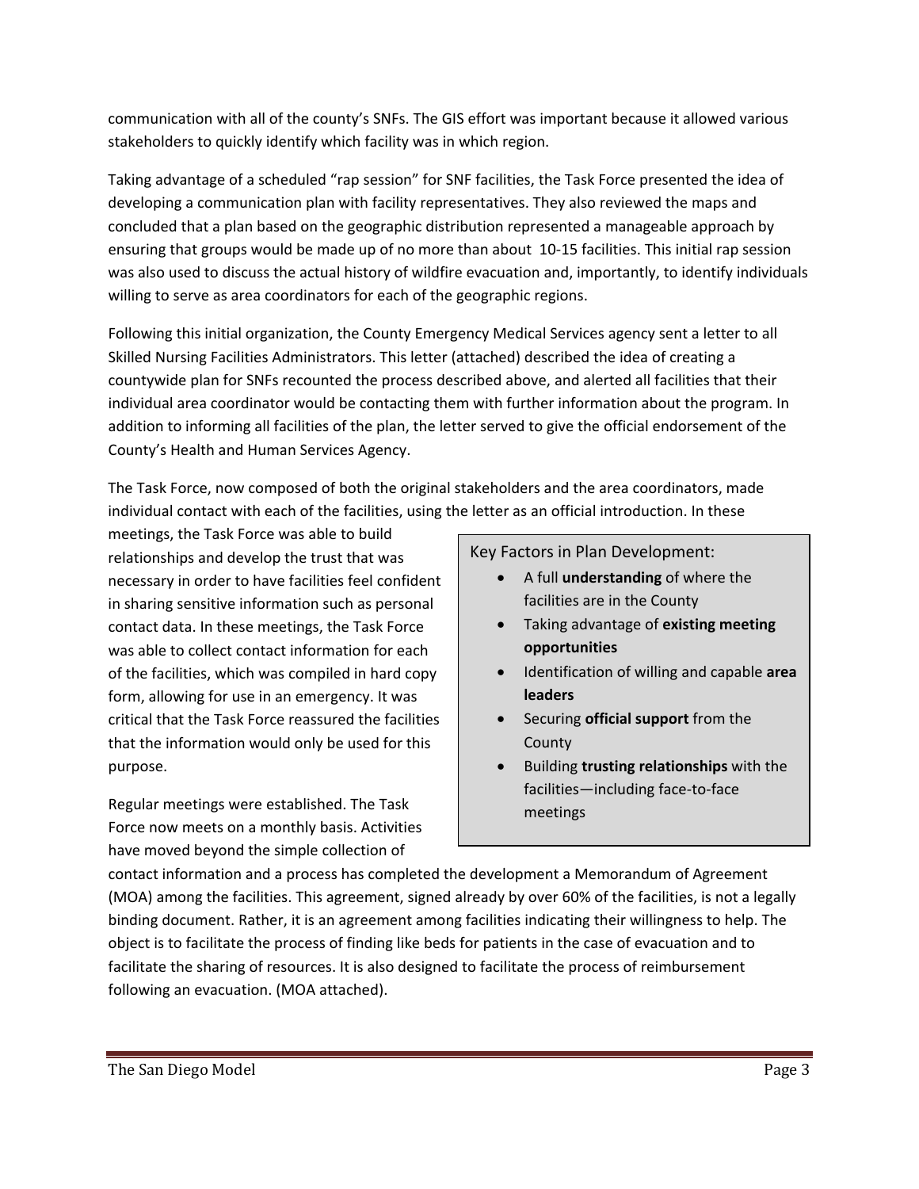communication with all of the county's SNFs. The GIS effort was important because it allowed various stakeholders to quickly identify which facility was in which region.

Taking advantage of a scheduled "rap session" for SNF facilities, the Task Force presented the idea of developing a communication plan with facility representatives. They also reviewed the maps and concluded that a plan based on the geographic distribution represented a manageable approach by ensuring that groups would be made up of no more than about 10-15 facilities. This initial rap session was also used to discuss the actual history of wildfire evacuation and, importantly, to identify individuals willing to serve as area coordinators for each of the geographic regions.

Following this initial organization, the County Emergency Medical Services agency sent a letter to all Skilled Nursing Facilities Administrators. This letter (attached) described the idea of creating a countywide plan for SNFs recounted the process described above, and alerted all facilities that their individual area coordinator would be contacting them with further information about the program. In addition to informing all facilities of the plan, the letter served to give the official endorsement of the County's Health and Human Services Agency.

The Task Force, now composed of both the original stakeholders and the area coordinators, made individual contact with each of the facilities, using the letter as an official introduction. In these meetings, the Task Force was able to build relationships and develop the trust that was necessary in order to have facilities feel confident in sharing sensitive information such as personal contact data. In these meetings, the Task Force was able to collect contact information for each of the facilities, which was compiled in hard copy form, allowing for use in an emergency. It was critical that the Task Force reassured the facilities that the information would only be used for this purpose.

> Key Factors in Plan Development:
>
> - A full **understanding** of where the facilities are in the County
> - Taking advantage of **existing meeting opportunities**
> - Identification of willing and capable **area leaders**
> - Securing **official support** from the County
> - Building **trusting relationships** with the facilities—including face-to-face meetings

Regular meetings were established. The Task Force now meets on a monthly basis. Activities have moved beyond the simple collection of contact information and a process has completed the development a Memorandum of Agreement (MOA) among the facilities. This agreement, signed already by over 60% of the facilities, is not a legally binding document. Rather, it is an agreement among facilities indicating their willingness to help. The object is to facilitate the process of finding like beds for patients in the case of evacuation and to facilitate the sharing of resources. It is also designed to facilitate the process of reimbursement following an evacuation. (MOA attached).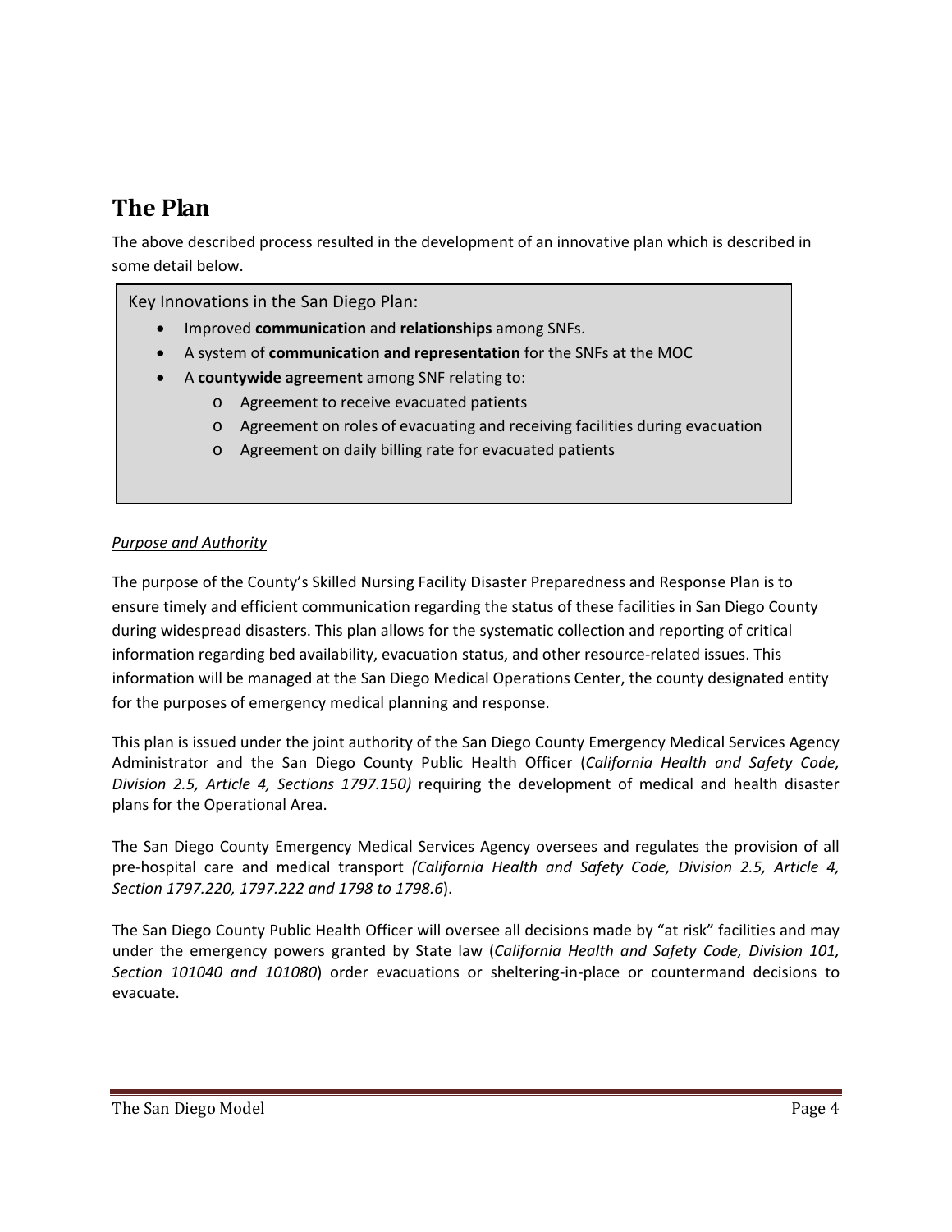# The Plan

The above described process resulted in the development of an innovative plan which is described in some detail below.

Key Innovations in the San Diego Plan:

- Improved **communication** and **relationships** among SNFs.
- A system of **communication and representation** for the SNFs at the MOC
- A **countywide agreement** among SNF relating to:
  - Agreement to receive evacuated patients
  - Agreement on roles of evacuating and receiving facilities during evacuation
  - Agreement on daily billing rate for evacuated patients

*Purpose and Authority*

The purpose of the County's Skilled Nursing Facility Disaster Preparedness and Response Plan is to ensure timely and efficient communication regarding the status of these facilities in San Diego County during widespread disasters. This plan allows for the systematic collection and reporting of critical information regarding bed availability, evacuation status, and other resource-related issues. This information will be managed at the San Diego Medical Operations Center, the county designated entity for the purposes of emergency medical planning and response.

This plan is issued under the joint authority of the San Diego County Emergency Medical Services Agency Administrator and the San Diego County Public Health Officer (*California Health and Safety Code, Division 2.5, Article 4, Sections 1797.150)* requiring the development of medical and health disaster plans for the Operational Area.

The San Diego County Emergency Medical Services Agency oversees and regulates the provision of all pre-hospital care and medical transport *(California Health and Safety Code, Division 2.5, Article 4, Section 1797.220, 1797.222 and 1798 to 1798.6*).

The San Diego County Public Health Officer will oversee all decisions made by "at risk" facilities and may under the emergency powers granted by State law (*California Health and Safety Code, Division 101, Section 101040 and 101080*) order evacuations or sheltering-in-place or countermand decisions to evacuate.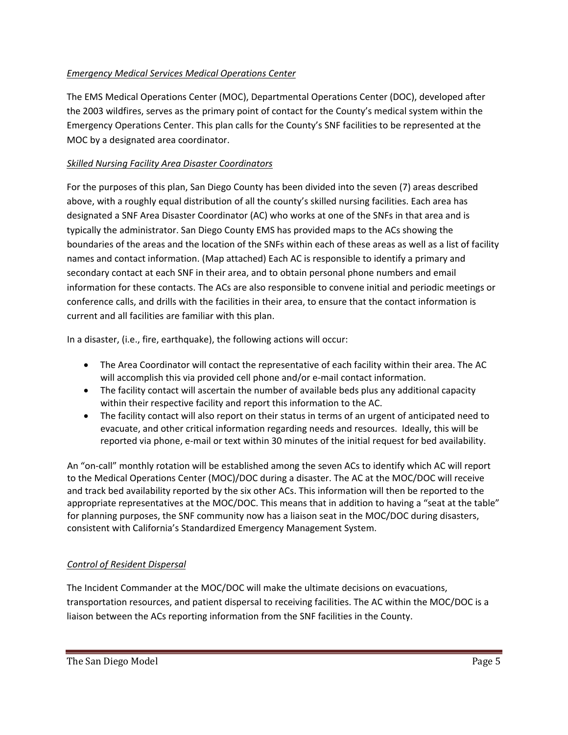*Emergency Medical Services Medical Operations Center*

The EMS Medical Operations Center (MOC), Departmental Operations Center (DOC), developed after the 2003 wildfires, serves as the primary point of contact for the County's medical system within the Emergency Operations Center. This plan calls for the County's SNF facilities to be represented at the MOC by a designated area coordinator.

*Skilled Nursing Facility Area Disaster Coordinators*

For the purposes of this plan, San Diego County has been divided into the seven (7) areas described above, with a roughly equal distribution of all the county's skilled nursing facilities. Each area has designated a SNF Area Disaster Coordinator (AC) who works at one of the SNFs in that area and is typically the administrator. San Diego County EMS has provided maps to the ACs showing the boundaries of the areas and the location of the SNFs within each of these areas as well as a list of facility names and contact information. (Map attached) Each AC is responsible to identify a primary and secondary contact at each SNF in their area, and to obtain personal phone numbers and email information for these contacts. The ACs are also responsible to convene initial and periodic meetings or conference calls, and drills with the facilities in their area, to ensure that the contact information is current and all facilities are familiar with this plan.

In a disaster, (i.e., fire, earthquake), the following actions will occur:

- The Area Coordinator will contact the representative of each facility within their area. The AC will accomplish this via provided cell phone and/or e-mail contact information.
- The facility contact will ascertain the number of available beds plus any additional capacity within their respective facility and report this information to the AC.
- The facility contact will also report on their status in terms of an urgent of anticipated need to evacuate, and other critical information regarding needs and resources. Ideally, this will be reported via phone, e-mail or text within 30 minutes of the initial request for bed availability.

An "on-call" monthly rotation will be established among the seven ACs to identify which AC will report to the Medical Operations Center (MOC)/DOC during a disaster. The AC at the MOC/DOC will receive and track bed availability reported by the six other ACs. This information will then be reported to the appropriate representatives at the MOC/DOC. This means that in addition to having a "seat at the table" for planning purposes, the SNF community now has a liaison seat in the MOC/DOC during disasters, consistent with California's Standardized Emergency Management System.

*Control of Resident Dispersal*

The Incident Commander at the MOC/DOC will make the ultimate decisions on evacuations, transportation resources, and patient dispersal to receiving facilities. The AC within the MOC/DOC is a liaison between the ACs reporting information from the SNF facilities in the County.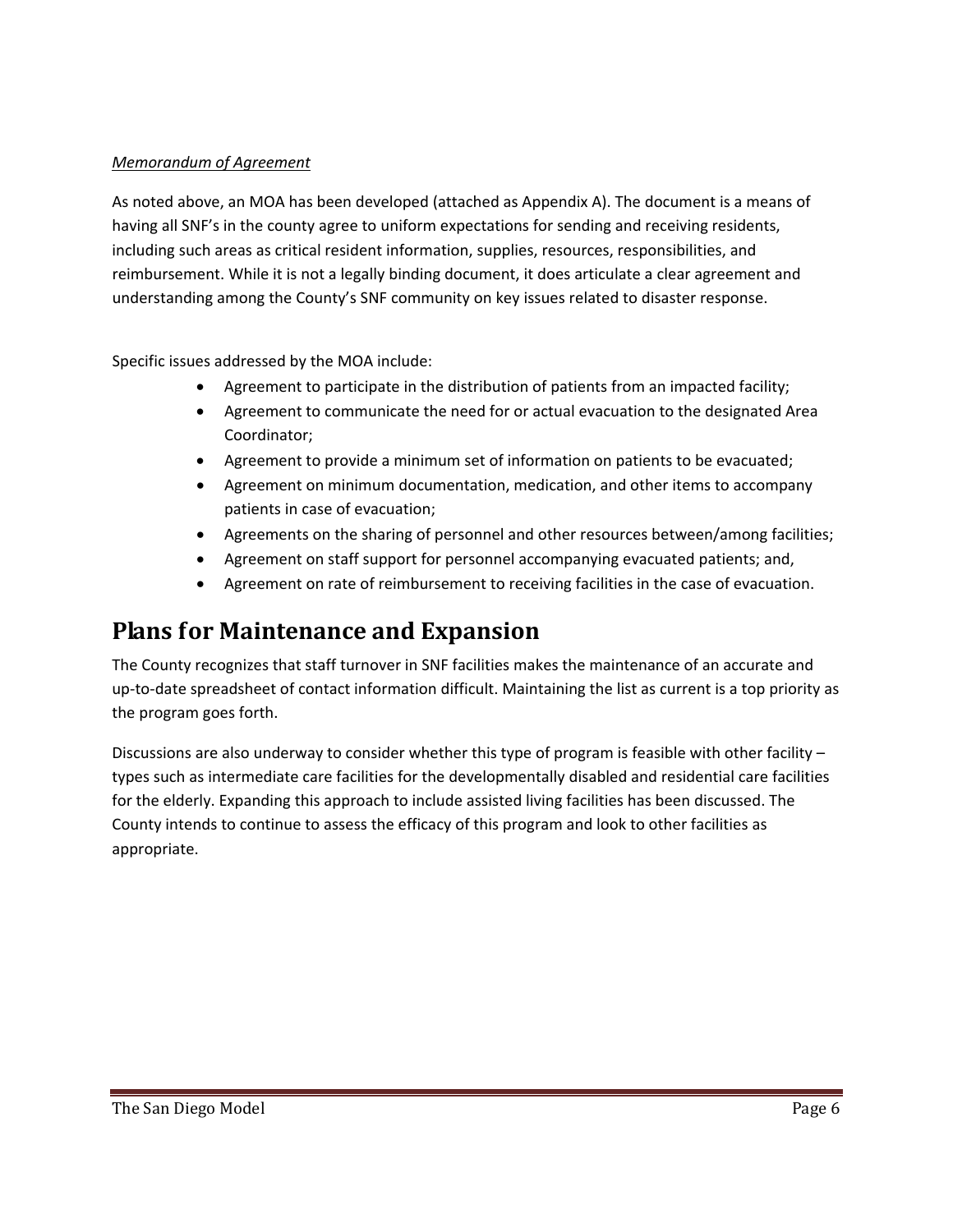*Memorandum of Agreement*

As noted above, an MOA has been developed (attached as Appendix A). The document is a means of having all SNF's in the county agree to uniform expectations for sending and receiving residents, including such areas as critical resident information, supplies, resources, responsibilities, and reimbursement. While it is not a legally binding document, it does articulate a clear agreement and understanding among the County's SNF community on key issues related to disaster response.

Specific issues addressed by the MOA include:

- Agreement to participate in the distribution of patients from an impacted facility;
- Agreement to communicate the need for or actual evacuation to the designated Area Coordinator;
- Agreement to provide a minimum set of information on patients to be evacuated;
- Agreement on minimum documentation, medication, and other items to accompany patients in case of evacuation;
- Agreements on the sharing of personnel and other resources between/among facilities;
- Agreement on staff support for personnel accompanying evacuated patients; and,
- Agreement on rate of reimbursement to receiving facilities in the case of evacuation.

# Plans for Maintenance and Expansion

The County recognizes that staff turnover in SNF facilities makes the maintenance of an accurate and up-to-date spreadsheet of contact information difficult. Maintaining the list as current is a top priority as the program goes forth.

Discussions are also underway to consider whether this type of program is feasible with other facility – types such as intermediate care facilities for the developmentally disabled and residential care facilities for the elderly. Expanding this approach to include assisted living facilities has been discussed. The County intends to continue to assess the efficacy of this program and look to other facilities as appropriate.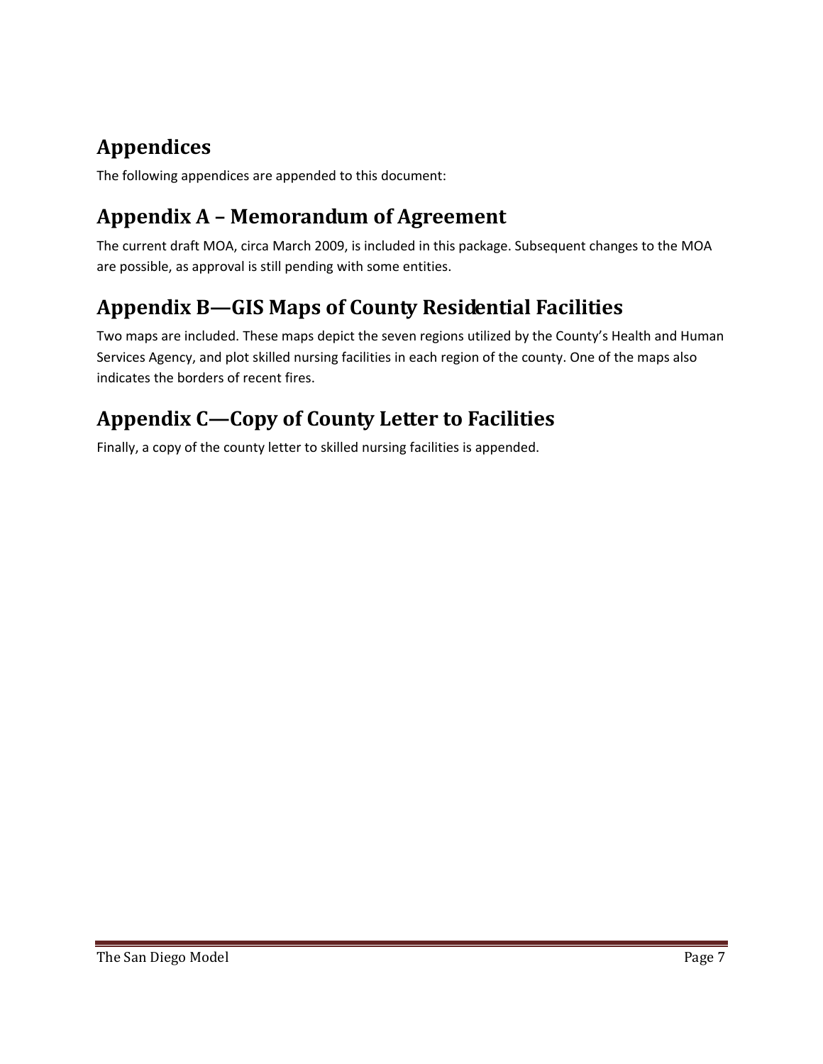# Appendices

The following appendices are appended to this document:

## Appendix A – Memorandum of Agreement

The current draft MOA, circa March 2009, is included in this package. Subsequent changes to the MOA are possible, as approval is still pending with some entities.

## Appendix B—GIS Maps of County Residential Facilities

Two maps are included. These maps depict the seven regions utilized by the County's Health and Human Services Agency, and plot skilled nursing facilities in each region of the county. One of the maps also indicates the borders of recent fires.

## Appendix C—Copy of County Letter to Facilities

Finally, a copy of the county letter to skilled nursing facilities is appended.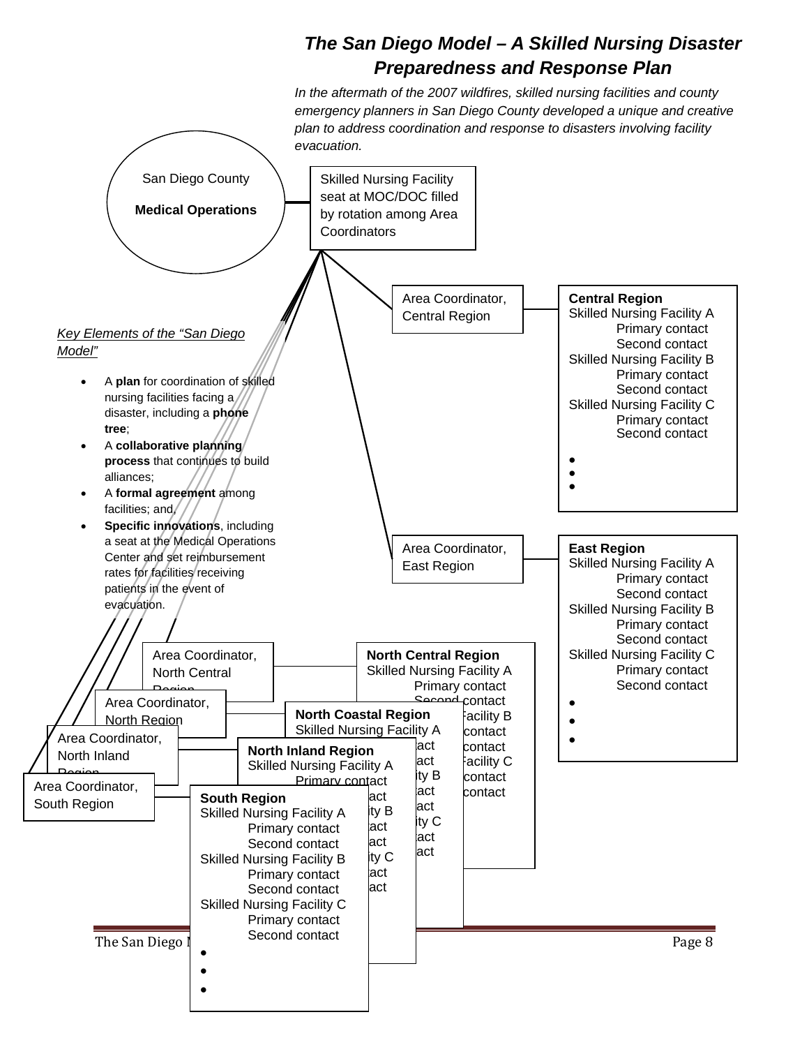# *The San Diego Model – A Skilled Nursing Disaster Preparedness and Response Plan*

*In the aftermath of the 2007 wildfires, skilled nursing facilities and county emergency planners in San Diego County developed a unique and creative plan to address coordination and response to disasters involving facility evacuation.*

San Diego County

**Medical Operations**

Skilled Nursing Facility seat at MOC/DOC filled by rotation among Area Coordinators

Area Coordinator, Central Region

**Central Region**
Skilled Nursing Facility A
Primary contact
Second contact
Skilled Nursing Facility B
Primary contact
Second contact
Skilled Nursing Facility C
Primary contact
Second contact

- 
- 
- 

Area Coordinator, East Region

**East Region**
Skilled Nursing Facility A
Primary contact
Second contact
Skilled Nursing Facility B
Primary contact
Second contact
Skilled Nursing Facility C
Primary contact
Second contact

- 
- 
- 

Area Coordinator, North Central Region

**North Central Region**
Skilled Nursing Facility A
Primary contact
Second contact

Area Coordinator, North Region

**North Coastal Region**
Skilled Nursing Facility A

Area Coordinator, North Inland Region

**North Inland Region**
Skilled Nursing Facility A
Primary contact

Area Coordinator, South Region

**South Region**
Skilled Nursing Facility A
Primary contact
Second contact
Skilled Nursing Facility B
Primary contact
Second contact
Skilled Nursing Facility C
Primary contact
Second contact

- 
- 
- 

*Key Elements of the "San Diego Model"*

- A **plan** for coordination of skilled nursing facilities facing a disaster, including a **phone tree**;
- A **collaborative planning process** that continues to build alliances;
- A **formal agreement** among facilities; and,
- **Specific innovations**, including a seat at the Medical Operations Center and set reimbursement rates for facilities receiving patients in the event of evacuation.